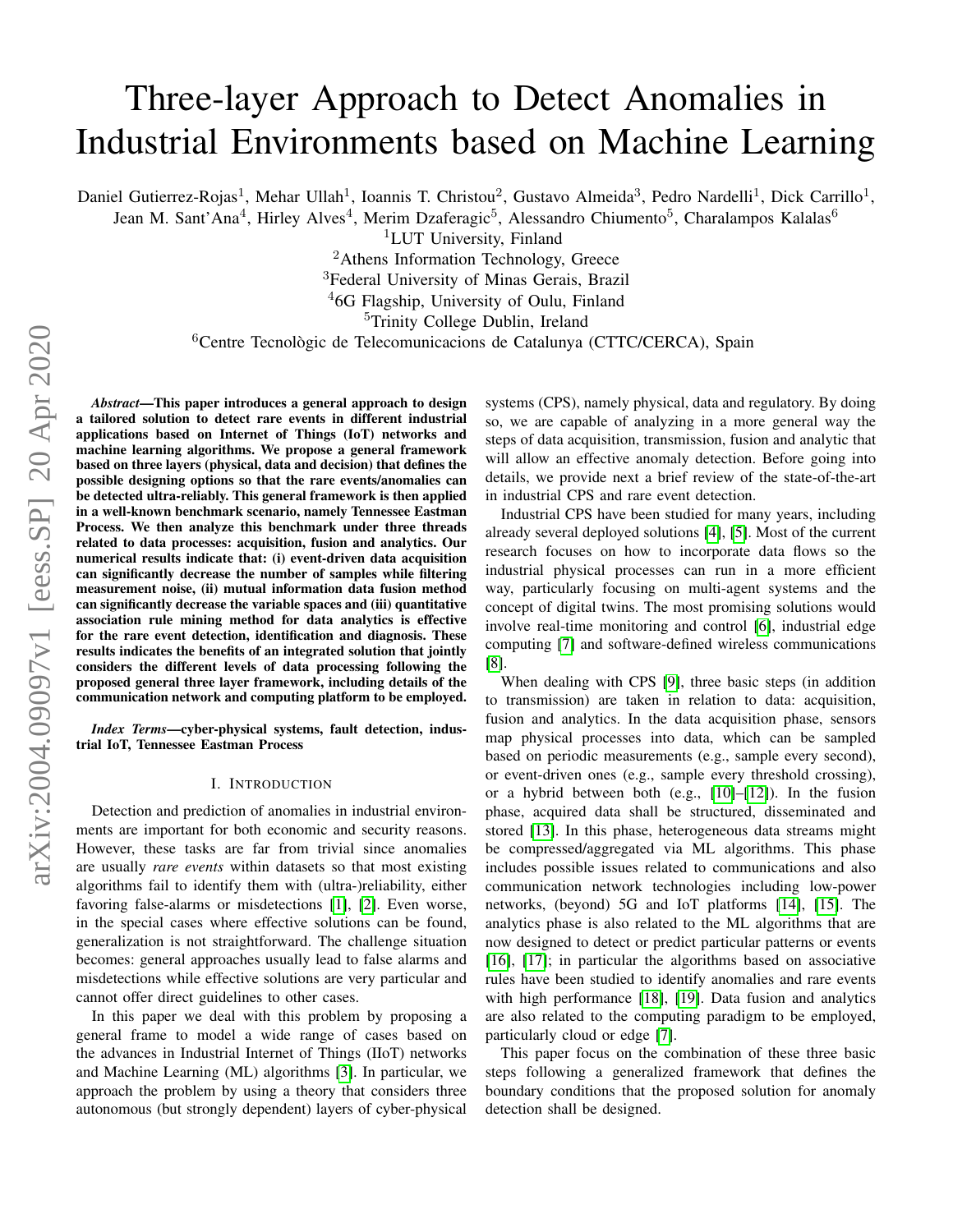# Three-layer Approach to Detect Anomalies in Industrial Environments based on Machine Learning

Daniel Gutierrez-Rojas[1], Mehar Ullah[1], Ioannis T. Christou[2], Gustavo Almeida[3], Pedro Nardelli[1], Dick Carrillo[1], Jean M. Sant'Ana[4], Hirley Alves[4], Merim Dzaferagic[5], Alessandro Chiumento[5], Charalampos Kalalas[6]

[1]LUT University, Finland

[2]Athens Information Technology, Greece

[3]Federal University of Minas Gerais, Brazil

[4]6G Flagship, University of Oulu, Finland

[5]Trinity College Dublin, Ireland

[6]Centre Tecnològic de Telecomunicacions de Catalunya (CTTC/CERCA), Spain

***Abstract*—This paper introduces a general approach to design a tailored solution to detect rare events in different industrial applications based on Internet of Things (IoT) networks and machine learning algorithms. We propose a general framework based on three layers (physical, data and decision) that defines the possible designing options so that the rare events/anomalies can be detected ultra-reliably. This general framework is then applied in a well-known benchmark scenario, namely Tennessee Eastman Process. We then analyze this benchmark under three threads related to data processes: acquisition, fusion and analytics. Our numerical results indicate that: (i) event-driven data acquisition can significantly decrease the number of samples while filtering measurement noise, (ii) mutual information data fusion method can significantly decrease the variable spaces and (iii) quantitative association rule mining method for data analytics is effective for the rare event detection, identification and diagnosis. These results indicates the benefits of an integrated solution that jointly considers the different levels of data processing following the proposed general three layer framework, including details of the communication network and computing platform to be employed.**

***Index Terms*—cyber-physical systems, fault detection, industrial IoT, Tennessee Eastman Process**

## I. Introduction

Detection and prediction of anomalies in industrial environments are important for both economic and security reasons. However, these tasks are far from trivial since anomalies are usually *rare events* within datasets so that most existing algorithms fail to identify them with (ultra-)reliability, either favoring false-alarms or misdetections [1], [2]. Even worse, in the special cases where effective solutions can be found, generalization is not straightforward. The challenge situation becomes: general approaches usually lead to false alarms and misdetections while effective solutions are very particular and cannot offer direct guidelines to other cases.

In this paper we deal with this problem by proposing a general frame to model a wide range of cases based on the advances in Industrial Internet of Things (IIoT) networks and Machine Learning (ML) algorithms [3]. In particular, we approach the problem by using a theory that considers three autonomous (but strongly dependent) layers of cyber-physical systems (CPS), namely physical, data and regulatory. By doing so, we are capable of analyzing in a more general way the steps of data acquisition, transmission, fusion and analytic that will allow an effective anomaly detection. Before going into details, we provide next a brief review of the state-of-the-art in industrial CPS and rare event detection.

Industrial CPS have been studied for many years, including already several deployed solutions [4], [5]. Most of the current research focuses on how to incorporate data flows so the industrial physical processes can run in a more efficient way, particularly focusing on multi-agent systems and the concept of digital twins. The most promising solutions would involve real-time monitoring and control [6], industrial edge computing [7] and software-defined wireless communications [8].

When dealing with CPS [9], three basic steps (in addition to transmission) are taken in relation to data: acquisition, fusion and analytics. In the data acquisition phase, sensors map physical processes into data, which can be sampled based on periodic measurements (e.g., sample every second), or event-driven ones (e.g., sample every threshold crossing), or a hybrid between both (e.g., [10]–[12]). In the fusion phase, acquired data shall be structured, disseminated and stored [13]. In this phase, heterogeneous data streams might be compressed/aggregated via ML algorithms. This phase includes possible issues related to communications and also communication network technologies including low-power networks, (beyond) 5G and IoT platforms [14], [15]. The analytics phase is also related to the ML algorithms that are now designed to detect or predict particular patterns or events [16], [17]; in particular the algorithms based on associative rules have been studied to identify anomalies and rare events with high performance [18], [19]. Data fusion and analytics are also related to the computing paradigm to be employed, particularly cloud or edge [7].

This paper focus on the combination of these three basic steps following a generalized framework that defines the boundary conditions that the proposed solution for anomaly detection shall be designed.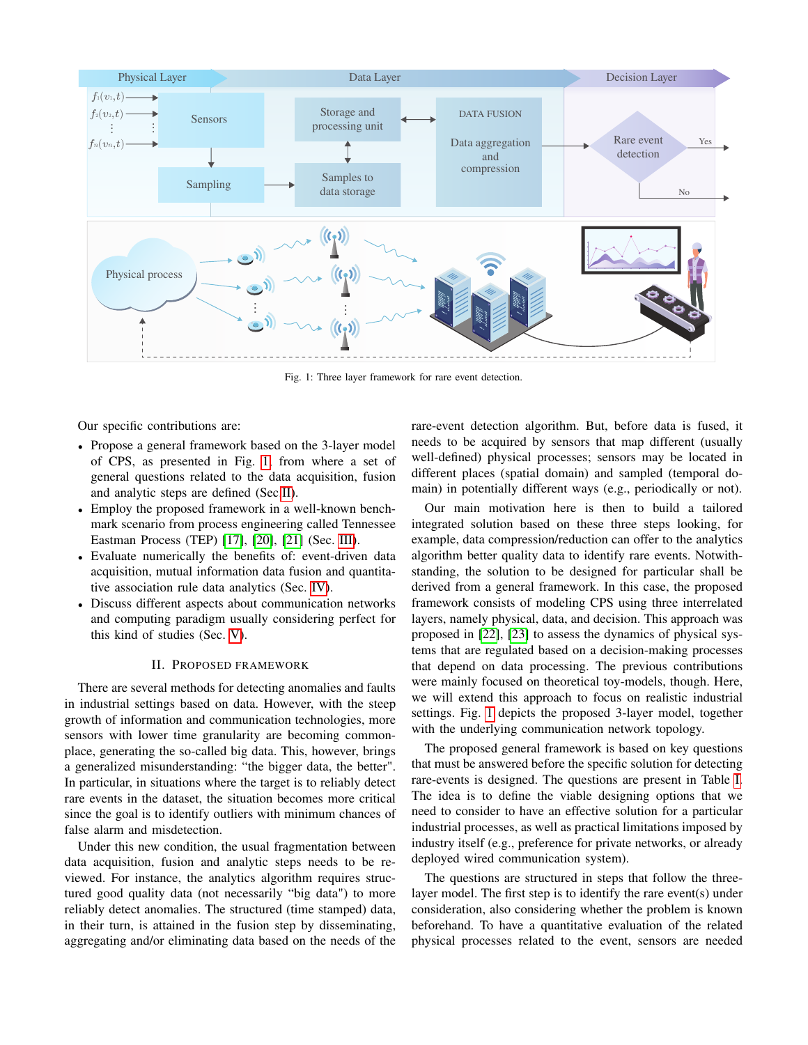Fig. 1: Three layer framework for rare event detection.

Our specific contributions are:

- Propose a general framework based on the 3-layer model of CPS, as presented in Fig. 1, from where a set of general questions related to the data acquisition, fusion and analytic steps are defined (Sec II).
- Employ the proposed framework in a well-known benchmark scenario from process engineering called Tennessee Eastman Process (TEP) [17], [20], [21] (Sec. III).
- Evaluate numerically the benefits of: event-driven data acquisition, mutual information data fusion and quantitative association rule data analytics (Sec. IV).
- Discuss different aspects about communication networks and computing paradigm usually considering perfect for this kind of studies (Sec. V).

## II. Proposed Framework

There are several methods for detecting anomalies and faults in industrial settings based on data. However, with the steep growth of information and communication technologies, more sensors with lower time granularity are becoming commonplace, generating the so-called big data. This, however, brings a generalized misunderstanding: "the bigger data, the better". In particular, in situations where the target is to reliably detect rare events in the dataset, the situation becomes more critical since the goal is to identify outliers with minimum chances of false alarm and misdetection.

Under this new condition, the usual fragmentation between data acquisition, fusion and analytic steps needs to be reviewed. For instance, the analytics algorithm requires structured good quality data (not necessarily "big data") to more reliably detect anomalies. The structured (time stamped) data, in their turn, is attained in the fusion step by disseminating, aggregating and/or eliminating data based on the needs of the rare-event detection algorithm. But, before data is fused, it needs to be acquired by sensors that map different (usually well-defined) physical processes; sensors may be located in different places (spatial domain) and sampled (temporal domain) in potentially different ways (e.g., periodically or not).

Our main motivation here is then to build a tailored integrated solution based on these three steps looking, for example, data compression/reduction can offer to the analytics algorithm better quality data to identify rare events. Notwithstanding, the solution to be designed for particular shall be derived from a general framework. In this case, the proposed framework consists of modeling CPS using three interrelated layers, namely physical, data, and decision. This approach was proposed in [22], [23] to assess the dynamics of physical systems that are regulated based on a decision-making processes that depend on data processing. The previous contributions were mainly focused on theoretical toy-models, though. Here, we will extend this approach to focus on realistic industrial settings. Fig. 1 depicts the proposed 3-layer model, together with the underlying communication network topology.

The proposed general framework is based on key questions that must be answered before the specific solution for detecting rare-events is designed. The questions are present in Table I. The idea is to define the viable designing options that we need to consider to have an effective solution for a particular industrial processes, as well as practical limitations imposed by industry itself (e.g., preference for private networks, or already deployed wired communication system).

The questions are structured in steps that follow the three-layer model. The first step is to identify the rare event(s) under consideration, also considering whether the problem is known beforehand. To have a quantitative evaluation of the related physical processes related to the event, sensors are needed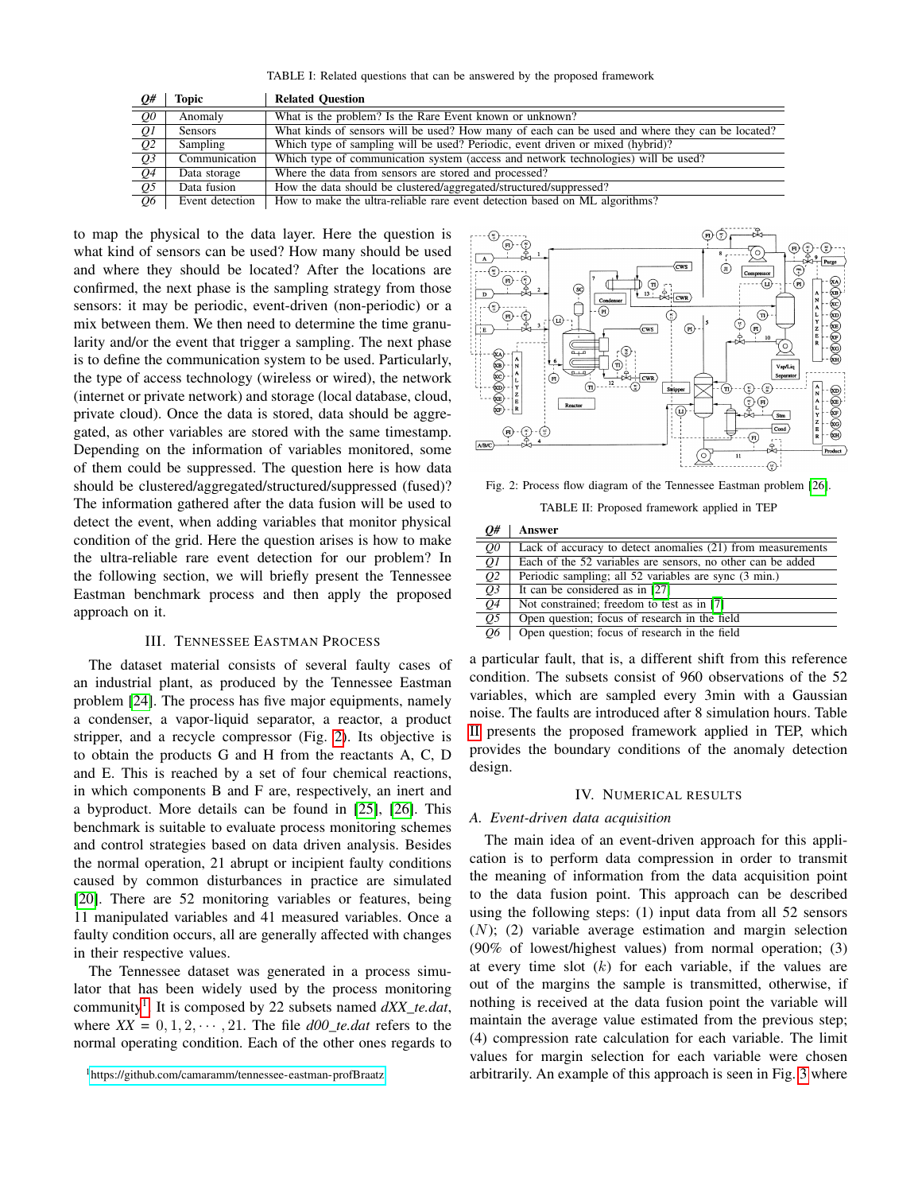TABLE I: Related questions that can be answered by the proposed framework

| *Q#* | Topic | Related Question |
|---|---|---|
| *Q0* | Anomaly | What is the problem? Is the Rare Event known or unknown? |
| *Q1* | Sensors | What kinds of sensors will be used? How many of each can be used and where they can be located? |
| *Q2* | Sampling | Which type of sampling will be used? Periodic, event driven or mixed (hybrid)? |
| *Q3* | Communication | Which type of communication system (access and network technologies) will be used? |
| *Q4* | Data storage | Where the data from sensors are stored and processed? |
| *Q5* | Data fusion | How the data should be clustered/aggregated/structured/suppressed? |
| *Q6* | Event detection | How to make the ultra-reliable rare event detection based on ML algorithms? |

to map the physical to the data layer. Here the question is what kind of sensors can be used? How many should be used and where they should be located? After the locations are confirmed, the next phase is the sampling strategy from those sensors: it may be periodic, event-driven (non-periodic) or a mix between them. We then need to determine the time granularity and/or the event that trigger a sampling. The next phase is to define the communication system to be used. Particularly, the type of access technology (wireless or wired), the network (internet or private network) and storage (local database, cloud, private cloud). Once the data is stored, data should be aggregated, as other variables are stored with the same timestamp. Depending on the information of variables monitored, some of them could be suppressed. The question here is how data should be clustered/aggregated/structured/suppressed (fused)? The information gathered after the data fusion will be used to detect the event, when adding variables that monitor physical condition of the grid. Here the question arises is how to make the ultra-reliable rare event detection for our problem? In the following section, we will briefly present the Tennessee Eastman benchmark process and then apply the proposed approach on it.

## III. Tennessee Eastman Process

The dataset material consists of several faulty cases of an industrial plant, as produced by the Tennessee Eastman problem [24]. The process has five major equipments, namely a condenser, a vapor-liquid separator, a reactor, a product stripper, and a recycle compressor (Fig. 2). Its objective is to obtain the products G and H from the reactants A, C, D and E. This is reached by a set of four chemical reactions, in which components B and F are, respectively, an inert and a byproduct. More details can be found in [25], [26]. This benchmark is suitable to evaluate process monitoring schemes and control strategies based on data driven analysis. Besides the normal operation, 21 abrupt or incipient faulty conditions caused by common disturbances in practice are simulated [20]. There are 52 monitoring variables or features, being 11 manipulated variables and 41 measured variables. Once a faulty condition occurs, all are generally affected with changes in their respective values.

The Tennessee dataset was generated in a process simulator that has been widely used by the process monitoring community[1]. It is composed by 22 subsets named *dXX_te.dat*, where *XX* = $0, 1, 2, \cdots, 21$. The file *d00_te.dat* refers to the normal operating condition. Each of the other ones regards to a particular fault, that is, a different shift from this reference condition. The subsets consist of 960 observations of the 52 variables, which are sampled every 3min with a Gaussian noise. The faults are introduced after 8 simulation hours. Table II presents the proposed framework applied in TEP, which provides the boundary conditions of the anomaly detection design.

[1] https://github.com/camaramm/tennessee-eastman-profBraatz

Fig. 2: Process flow diagram of the Tennessee Eastman problem [26].

TABLE II: Proposed framework applied in TEP

| *Q#* | Answer |
|---|---|
| *Q0* | Lack of accuracy to detect anomalies (21) from measurements |
| *Q1* | Each of the 52 variables are sensors, no other can be added |
| *Q2* | Periodic sampling; all 52 variables are sync (3 min.) |
| *Q3* | It can be considered as in [27] |
| *Q4* | Not constrained; freedom to test as in [7] |
| *Q5* | Open question; focus of research in the field |
| *Q6* | Open question; focus of research in the field |

## IV. Numerical Results

### A. Event-driven data acquisition

The main idea of an event-driven approach for this application is to perform data compression in order to transmit the meaning of information from the data acquisition point to the data fusion point. This approach can be described using the following steps: (1) input data from all 52 sensors ($N$); (2) variable average estimation and margin selection (90% of lowest/highest values) from normal operation; (3) at every time slot ($k$) for each variable, if the values are out of the margins the sample is transmitted, otherwise, if nothing is received at the data fusion point the variable will maintain the average value estimated from the previous step; (4) compression rate calculation for each variable. The limit values for margin selection for each variable were chosen arbitrarily. An example of this approach is seen in Fig. 3 where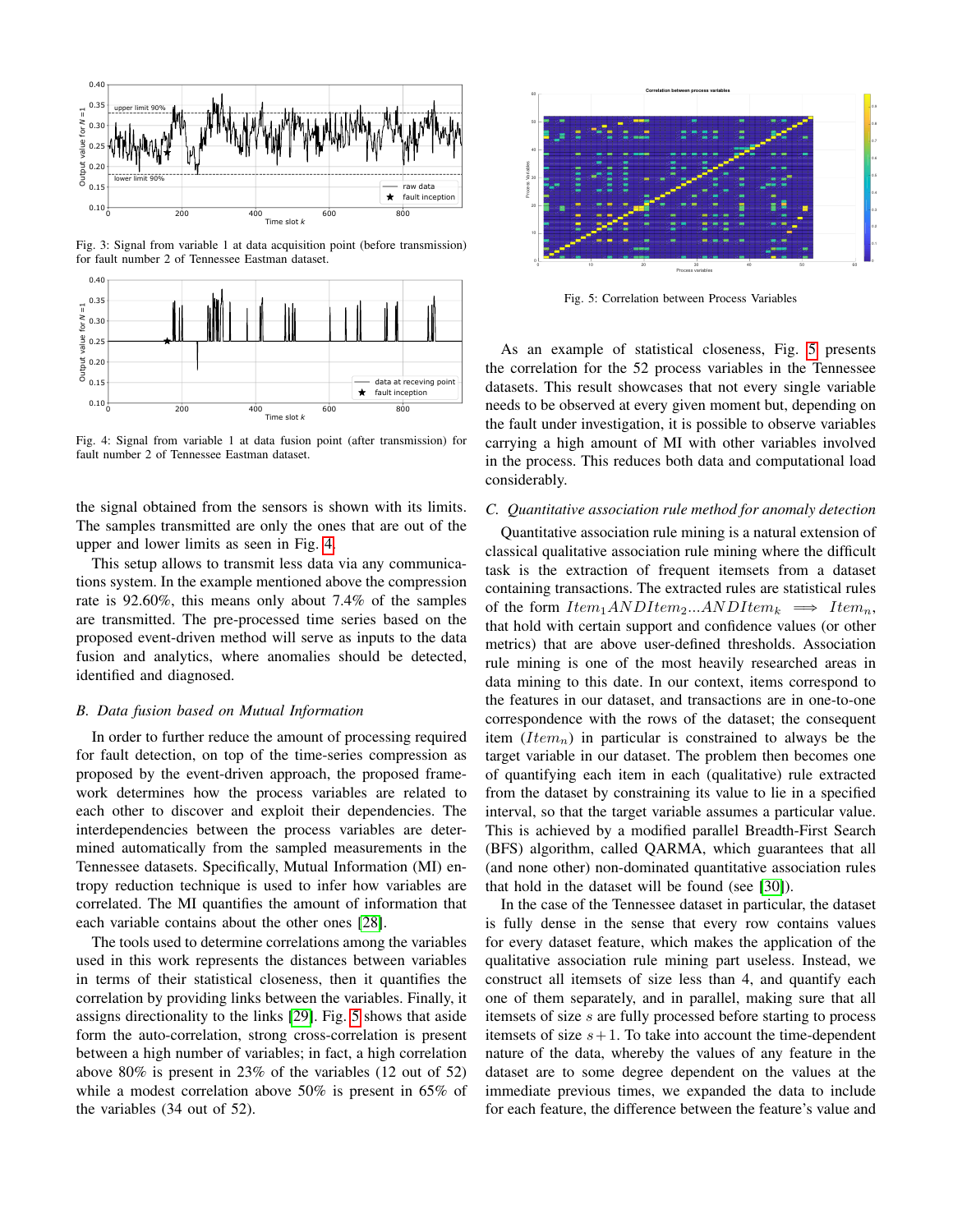Fig. 3: Signal from variable 1 at data acquisition point (before transmission) for fault number 2 of Tennessee Eastman dataset.

Fig. 4: Signal from variable 1 at data fusion point (after transmission) for fault number 2 of Tennessee Eastman dataset.

the signal obtained from the sensors is shown with its limits. The samples transmitted are only the ones that are out of the upper and lower limits as seen in Fig. 4.

This setup allows to transmit less data via any communications system. In the example mentioned above the compression rate is 92.60%, this means only about 7.4% of the samples are transmitted. The pre-processed time series based on the proposed event-driven method will serve as inputs to the data fusion and analytics, where anomalies should be detected, identified and diagnosed.

### B. Data fusion based on Mutual Information

In order to further reduce the amount of processing required for fault detection, on top of the time-series compression as proposed by the event-driven approach, the proposed framework determines how the process variables are related to each other to discover and exploit their dependencies. The interdependencies between the process variables are determined automatically from the sampled measurements in the Tennessee datasets. Specifically, Mutual Information (MI) entropy reduction technique is used to infer how variables are correlated. The MI quantifies the amount of information that each variable contains about the other ones [28].

The tools used to determine correlations among the variables used in this work represents the distances between variables in terms of their statistical closeness, then it quantifies the correlation by providing links between the variables. Finally, it assigns directionality to the links [29]. Fig. 5 shows that aside form the auto-correlation, strong cross-correlation is present between a high number of variables; in fact, a high correlation above 80% is present in 23% of the variables (12 out of 52) while a modest correlation above 50% is present in 65% of the variables (34 out of 52).

Fig. 5: Correlation between Process Variables

As an example of statistical closeness, Fig. 5 presents the correlation for the 52 process variables in the Tennessee datasets. This result showcases that not every single variable needs to be observed at every given moment but, depending on the fault under investigation, it is possible to observe variables carrying a high amount of MI with other variables involved in the process. This reduces both data and computational load considerably.

### C. Quantitative association rule method for anomaly detection

Quantitative association rule mining is a natural extension of classical qualitative association rule mining where the difficult task is the extraction of frequent itemsets from a dataset containing transactions. The extracted rules are statistical rules of the form $Item_1 AND Item_2 ... AND Item_k \implies Item_n$, that hold with certain support and confidence values (or other metrics) that are above user-defined thresholds. Association rule mining is one of the most heavily researched areas in data mining to this date. In our context, items correspond to the features in our dataset, and transactions are in one-to-one correspondence with the rows of the dataset; the consequent item ($Item_n$) in particular is constrained to always be the target variable in our dataset. The problem then becomes one of quantifying each item in each (qualitative) rule extracted from the dataset by constraining its value to lie in a specified interval, so that the target variable assumes a particular value. This is achieved by a modified parallel Breadth-First Search (BFS) algorithm, called QARMA, which guarantees that all (and none other) non-dominated quantitative association rules that hold in the dataset will be found (see [30]).

In the case of the Tennessee dataset in particular, the dataset is fully dense in the sense that every row contains values for every dataset feature, which makes the application of the qualitative association rule mining part useless. Instead, we construct all itemsets of size less than 4, and quantify each one of them separately, and in parallel, making sure that all itemsets of size $s$ are fully processed before starting to process itemsets of size $s+1$. To take into account the time-dependent nature of the data, whereby the values of any feature in the dataset are to some degree dependent on the values at the immediate previous times, we expanded the data to include for each feature, the difference between the feature's value and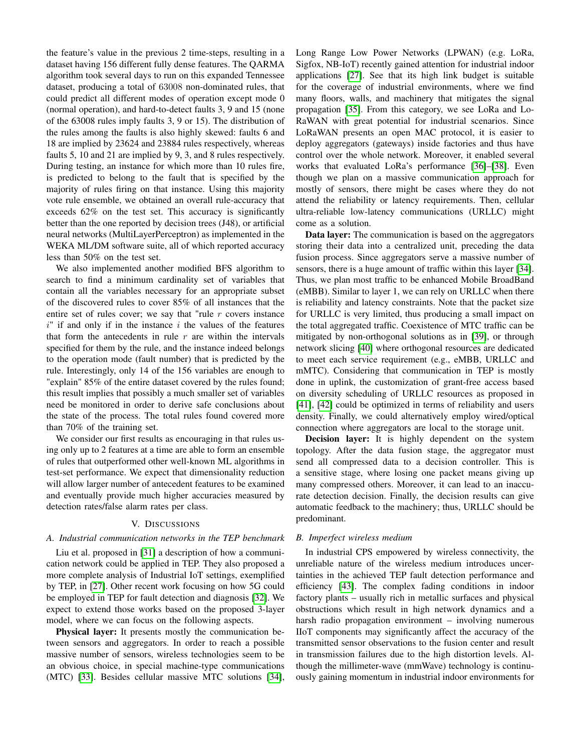the feature's value in the previous 2 time-steps, resulting in a dataset having 156 different fully dense features. The QARMA algorithm took several days to run on this expanded Tennessee dataset, producing a total of 63008 non-dominated rules, that could predict all different modes of operation except mode 0 (normal operation), and hard-to-detect faults 3, 9 and 15 (none of the 63008 rules imply faults 3, 9 or 15). The distribution of the rules among the faults is also highly skewed: faults 6 and 18 are implied by 23624 and 23884 rules respectively, whereas faults 5, 10 and 21 are implied by 9, 3, and 8 rules respectively. During testing, an instance for which more than 10 rules fire, is predicted to belong to the fault that is specified by the majority of rules firing on that instance. Using this majority vote rule ensemble, we obtained an overall rule-accuracy that exceeds 62% on the test set. This accuracy is significantly better than the one reported by decision trees (J48), or artificial neural networks (MultiLayerPerceptron) as implemented in the WEKA ML/DM software suite, all of which reported accuracy less than 50% on the test set.

We also implemented another modified BFS algorithm to search to find a minimum cardinality set of variables that contain all the variables necessary for an appropriate subset of the discovered rules to cover 85% of all instances that the entire set of rules cover; we say that "rule $r$ covers instance $i$" if and only if in the instance $i$ the values of the features that form the antecedents in rule $r$ are within the intervals specified for them by the rule, and the instance indeed belongs to the operation mode (fault number) that is predicted by the rule. Interestingly, only 14 of the 156 variables are enough to "explain" 85% of the entire dataset covered by the rules found; this result implies that possibly a much smaller set of variables need be monitored in order to derive safe conclusions about the state of the process. The total rules found covered more than 70% of the training set.

We consider our first results as encouraging in that rules using only up to 2 features at a time are able to form an ensemble of rules that outperformed other well-known ML algorithms in test-set performance. We expect that dimensionality reduction will allow larger number of antecedent features to be examined and eventually provide much higher accuracies measured by detection rates/false alarm rates per class.

## V. Discussions

### A. Industrial communication networks in the TEP benchmark

Liu et al. proposed in [31] a description of how a communication network could be applied in TEP. They also proposed a more complete analysis of Industrial IoT settings, exemplified by TEP, in [27]. Other recent work focusing on how 5G could be employed in TEP for fault detection and diagnosis [32]. We expect to extend those works based on the proposed 3-layer model, where we can focus on the following aspects.

**Physical layer:** It presents mostly the communication between sensors and aggregators. In order to reach a possible massive number of sensors, wireless technologies seem to be an obvious choice, in special machine-type communications (MTC) [33]. Besides cellular massive MTC solutions [34], Long Range Low Power Networks (LPWAN) (e.g. LoRa, Sigfox, NB-IoT) recently gained attention for industrial indoor applications [27]. See that its high link budget is suitable for the coverage of industrial environments, where we find many floors, walls, and machinery that mitigates the signal propagation [35]. From this category, we see LoRa and LoRaWAN with great potential for industrial scenarios. Since LoRaWAN presents an open MAC protocol, it is easier to deploy aggregators (gateways) inside factories and thus have control over the whole network. Moreover, it enabled several works that evaluated LoRa's performance [36]–[38]. Even though we plan on a massive communication approach for mostly of sensors, there might be cases where they do not attend the reliability or latency requirements. Then, cellular ultra-reliable low-latency communications (URLLC) might come as a solution.

**Data layer:** The communication is based on the aggregators storing their data into a centralized unit, preceding the data fusion process. Since aggregators serve a massive number of sensors, there is a huge amount of traffic within this layer [34]. Thus, we plan most traffic to be enhanced Mobile BroadBand (eMBB). Similar to layer 1, we can rely on URLLC when there is reliability and latency constraints. Note that the packet size for URLLC is very limited, thus producing a small impact on the total aggregated traffic. Coexistence of MTC traffic can be mitigated by non-orthogonal solutions as in [39], or through network slicing [40] where orthogonal resources are dedicated to meet each service requirement (e.g., eMBB, URLLC and mMTC). Considering that communication in TEP is mostly done in uplink, the customization of grant-free access based on diversity scheduling of URLLC resources as proposed in [41], [42] could be optimized in terms of reliability and users density. Finally, we could alternatively employ wired/optical connection where aggregators are local to the storage unit.

**Decision layer:** It is highly dependent on the system topology. After the data fusion stage, the aggregator must send all compressed data to a decision controller. This is a sensitive stage, where losing one packet means giving up many compressed others. Moreover, it can lead to an inaccurate detection decision. Finally, the decision results can give automatic feedback to the machinery; thus, URLLC should be predominant.

### B. Imperfect wireless medium

In industrial CPS empowered by wireless connectivity, the unreliable nature of the wireless medium introduces uncertainties in the achieved TEP fault detection performance and efficiency [43]. The complex fading conditions in indoor factory plants – usually rich in metallic surfaces and physical obstructions which result in high network dynamics and a harsh radio propagation environment – involving numerous IIoT components may significantly affect the accuracy of the transmitted sensor observations to the fusion center and result in transmission failures due to the high distortion levels. Although the millimeter-wave (mmWave) technology is continuously gaining momentum in industrial indoor environments for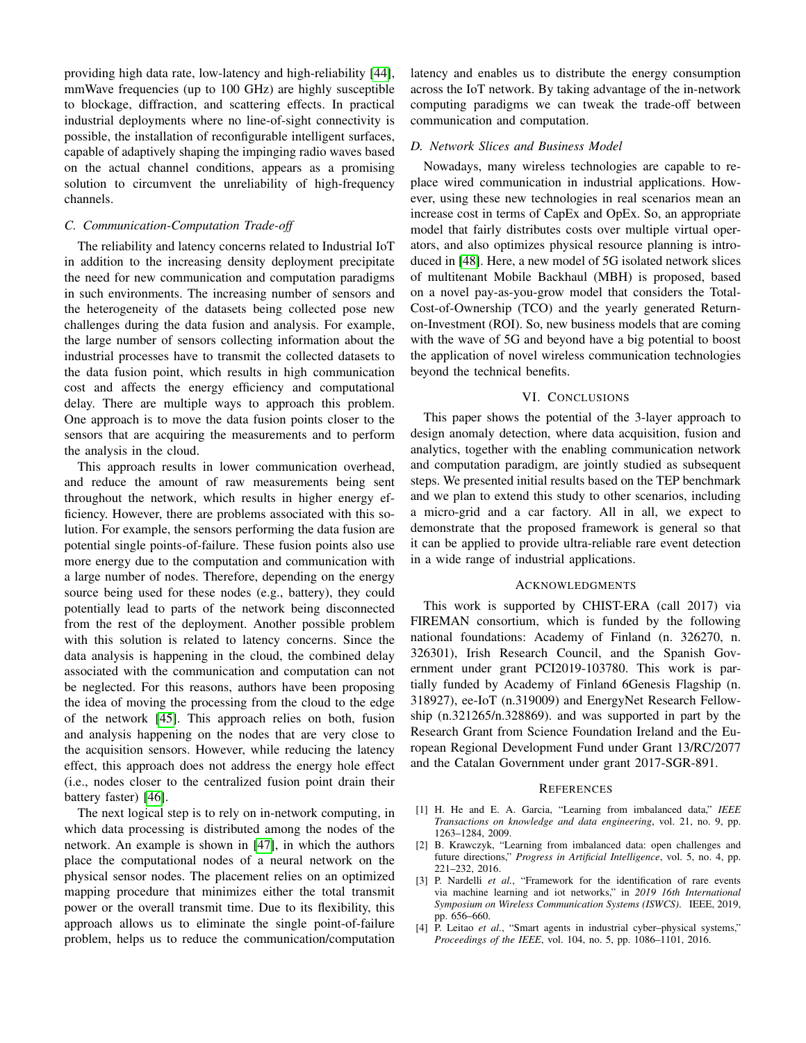providing high data rate, low-latency and high-reliability [44], mmWave frequencies (up to 100 GHz) are highly susceptible to blockage, diffraction, and scattering effects. In practical industrial deployments where no line-of-sight connectivity is possible, the installation of reconfigurable intelligent surfaces, capable of adaptively shaping the impinging radio waves based on the actual channel conditions, appears as a promising solution to circumvent the unreliability of high-frequency channels.

### C. Communication-Computation Trade-off

The reliability and latency concerns related to Industrial IoT in addition to the increasing density deployment precipitate the need for new communication and computation paradigms in such environments. The increasing number of sensors and the heterogeneity of the datasets being collected pose new challenges during the data fusion and analysis. For example, the large number of sensors collecting information about the industrial processes have to transmit the collected datasets to the data fusion point, which results in high communication cost and affects the energy efficiency and computational delay. There are multiple ways to approach this problem. One approach is to move the data fusion points closer to the sensors that are acquiring the measurements and to perform the analysis in the cloud.

This approach results in lower communication overhead, and reduce the amount of raw measurements being sent throughout the network, which results in higher energy efficiency. However, there are problems associated with this solution. For example, the sensors performing the data fusion are potential single points-of-failure. These fusion points also use more energy due to the computation and communication with a large number of nodes. Therefore, depending on the energy source being used for these nodes (e.g., battery), they could potentially lead to parts of the network being disconnected from the rest of the deployment. Another possible problem with this solution is related to latency concerns. Since the data analysis is happening in the cloud, the combined delay associated with the communication and computation can not be neglected. For this reasons, authors have been proposing the idea of moving the processing from the cloud to the edge of the network [45]. This approach relies on both, fusion and analysis happening on the nodes that are very close to the acquisition sensors. However, while reducing the latency effect, this approach does not address the energy hole effect (i.e., nodes closer to the centralized fusion point drain their battery faster) [46].

The next logical step is to rely on in-network computing, in which data processing is distributed among the nodes of the network. An example is shown in [47], in which the authors place the computational nodes of a neural network on the physical sensor nodes. The placement relies on an optimized mapping procedure that minimizes either the total transmit power or the overall transmit time. Due to its flexibility, this approach allows us to eliminate the single point-of-failure problem, helps us to reduce the communication/computation latency and enables us to distribute the energy consumption across the IoT network. By taking advantage of the in-network computing paradigms we can tweak the trade-off between communication and computation.

### D. Network Slices and Business Model

Nowadays, many wireless technologies are capable to replace wired communication in industrial applications. However, using these new technologies in real scenarios mean an increase cost in terms of CapEx and OpEx. So, an appropriate model that fairly distributes costs over multiple virtual operators, and also optimizes physical resource planning is introduced in [48]. Here, a new model of 5G isolated network slices of multitenant Mobile Backhaul (MBH) is proposed, based on a novel pay-as-you-grow model that considers the Total-Cost-of-Ownership (TCO) and the yearly generated Return-on-Investment (ROI). So, new business models that are coming with the wave of 5G and beyond have a big potential to boost the application of novel wireless communication technologies beyond the technical benefits.

## VI. Conclusions

This paper shows the potential of the 3-layer approach to design anomaly detection, where data acquisition, fusion and analytics, together with the enabling communication network and computation paradigm, are jointly studied as subsequent steps. We presented initial results based on the TEP benchmark and we plan to extend this study to other scenarios, including a micro-grid and a car factory. All in all, we expect to demonstrate that the proposed framework is general so that it can be applied to provide ultra-reliable rare event detection in a wide range of industrial applications.

## Acknowledgments

This work is supported by CHIST-ERA (call 2017) via FIREMAN consortium, which is funded by the following national foundations: Academy of Finland (n. 326270, n. 326301), Irish Research Council, and the Spanish Government under grant PCI2019-103780. This work is partially funded by Academy of Finland 6Genesis Flagship (n. 318927), ee-IoT (n.319009) and EnergyNet Research Fellowship (n.321265/n.328869). and was supported in part by the Research Grant from Science Foundation Ireland and the European Regional Development Fund under Grant 13/RC/2077 and the Catalan Government under grant 2017-SGR-891.

## References

[1] H. He and E. A. Garcia, "Learning from imbalanced data," *IEEE Transactions on knowledge and data engineering*, vol. 21, no. 9, pp. 1263–1284, 2009.

[2] B. Krawczyk, "Learning from imbalanced data: open challenges and future directions," *Progress in Artificial Intelligence*, vol. 5, no. 4, pp. 221–232, 2016.

[3] P. Nardelli *et al.*, "Framework for the identification of rare events via machine learning and iot networks," in *2019 16th International Symposium on Wireless Communication Systems (ISWCS)*. IEEE, 2019, pp. 656–660.

[4] P. Leitao *et al.*, "Smart agents in industrial cyber–physical systems," *Proceedings of the IEEE*, vol. 104, no. 5, pp. 1086–1101, 2016.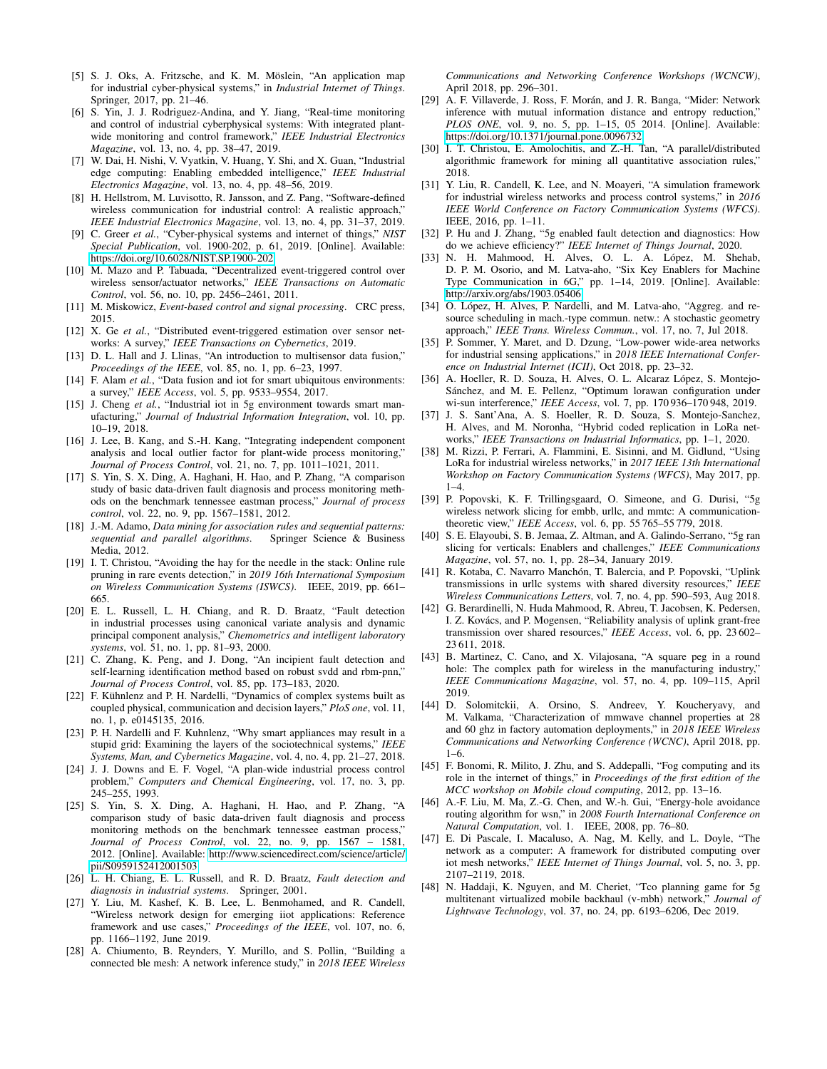[5] S. J. Oks, A. Fritzsche, and K. M. Möslein, "An application map for industrial cyber-physical systems," in *Industrial Internet of Things*. Springer, 2017, pp. 21–46.

[6] S. Yin, J. J. Rodriguez-Andina, and Y. Jiang, "Real-time monitoring and control of industrial cyberphysical systems: With integrated plant-wide monitoring and control framework," *IEEE Industrial Electronics Magazine*, vol. 13, no. 4, pp. 38–47, 2019.

[7] W. Dai, H. Nishi, V. Vyatkin, V. Huang, Y. Shi, and X. Guan, "Industrial edge computing: Enabling embedded intelligence," *IEEE Industrial Electronics Magazine*, vol. 13, no. 4, pp. 48–56, 2019.

[8] H. Hellstrom, M. Luvisotto, R. Jansson, and Z. Pang, "Software-defined wireless communication for industrial control: A realistic approach," *IEEE Industrial Electronics Magazine*, vol. 13, no. 4, pp. 31–37, 2019.

[9] C. Greer *et al.*, "Cyber-physical systems and internet of things," *NIST Special Publication*, vol. 1900-202, p. 61, 2019. [Online]. Available: https://doi.org/10.6028/NIST.SP.1900-202

[10] M. Mazo and P. Tabuada, "Decentralized event-triggered control over wireless sensor/actuator networks," *IEEE Transactions on Automatic Control*, vol. 56, no. 10, pp. 2456–2461, 2011.

[11] M. Miskowicz, *Event-based control and signal processing*. CRC press, 2015.

[12] X. Ge *et al.*, "Distributed event-triggered estimation over sensor networks: A survey," *IEEE Transactions on Cybernetics*, 2019.

[13] D. L. Hall and J. Llinas, "An introduction to multisensor data fusion," *Proceedings of the IEEE*, vol. 85, no. 1, pp. 6–23, 1997.

[14] F. Alam *et al.*, "Data fusion and iot for smart ubiquitous environments: a survey," *IEEE Access*, vol. 5, pp. 9533–9554, 2017.

[15] J. Cheng *et al.*, "Industrial iot in 5g environment towards smart manufacturing," *Journal of Industrial Information Integration*, vol. 10, pp. 10–19, 2018.

[16] J. Lee, B. Kang, and S.-H. Kang, "Integrating independent component analysis and local outlier factor for plant-wide process monitoring," *Journal of Process Control*, vol. 21, no. 7, pp. 1011–1021, 2011.

[17] S. Yin, S. X. Ding, A. Haghani, H. Hao, and P. Zhang, "A comparison study of basic data-driven fault diagnosis and process monitoring methods on the benchmark tennessee eastman process," *Journal of process control*, vol. 22, no. 9, pp. 1567–1581, 2012.

[18] J.-M. Adamo, *Data mining for association rules and sequential patterns: sequential and parallel algorithms*. Springer Science & Business Media, 2012.

[19] I. T. Christou, "Avoiding the hay for the needle in the stack: Online rule pruning in rare events detection," in *2019 16th International Symposium on Wireless Communication Systems (ISWCS)*. IEEE, 2019, pp. 661–665.

[20] E. L. Russell, L. H. Chiang, and R. D. Braatz, "Fault detection in industrial processes using canonical variate analysis and dynamic principal component analysis," *Chemometrics and intelligent laboratory systems*, vol. 51, no. 1, pp. 81–93, 2000.

[21] C. Zhang, K. Peng, and J. Dong, "An incipient fault detection and self-learning identification method based on robust svdd and rbm-pnn," *Journal of Process Control*, vol. 85, pp. 173–183, 2020.

[22] F. Kühnlenz and P. H. Nardelli, "Dynamics of complex systems built as coupled physical, communication and decision layers," *PloS one*, vol. 11, no. 1, p. e0145135, 2016.

[23] P. H. Nardelli and F. Kuhnlenz, "Why smart appliances may result in a stupid grid: Examining the layers of the sociotechnical systems," *IEEE Systems, Man, and Cybernetics Magazine*, vol. 4, no. 4, pp. 21–27, 2018.

[24] J. J. Downs and E. F. Vogel, "A plan-wide industrial process control problem," *Computers and Chemical Engineering*, vol. 17, no. 3, pp. 245–255, 1993.

[25] S. Yin, S. X. Ding, A. Haghani, H. Hao, and P. Zhang, "A comparison study of basic data-driven fault diagnosis and process monitoring methods on the benchmark tennessee eastman process," *Journal of Process Control*, vol. 22, no. 9, pp. 1567 – 1581, 2012. [Online]. Available: http://www.sciencedirect.com/science/article/pii/S0959152412001503

[26] L. H. Chiang, E. L. Russell, and R. D. Braatz, *Fault detection and diagnosis in industrial systems*. Springer, 2001.

[27] Y. Liu, M. Kashef, K. B. Lee, L. Benmohamed, and R. Candell, "Wireless network design for emerging iiot applications: Reference framework and use cases," *Proceedings of the IEEE*, vol. 107, no. 6, pp. 1166–1192, June 2019.

[28] A. Chiumento, B. Reynders, Y. Murillo, and S. Pollin, "Building a connected ble mesh: A network inference study," in *2018 IEEE Wireless Communications and Networking Conference Workshops (WCNCW)*, April 2018, pp. 296–301.

[29] A. F. Villaverde, J. Ross, F. Morán, and J. R. Banga, "Mider: Network inference with mutual information distance and entropy reduction," *PLOS ONE*, vol. 9, no. 5, pp. 1–15, 05 2014. [Online]. Available: https://doi.org/10.1371/journal.pone.0096732

[30] I. T. Christou, E. Amolochitis, and Z.-H. Tan, "A parallel/distributed algorithmic framework for mining all quantitative association rules," 2018.

[31] Y. Liu, R. Candell, K. Lee, and N. Moayeri, "A simulation framework for industrial wireless networks and process control systems," in *2016 IEEE World Conference on Factory Communication Systems (WFCS)*. IEEE, 2016, pp. 1–11.

[32] P. Hu and J. Zhang, "5g enabled fault detection and diagnostics: How do we achieve efficiency?" *IEEE Internet of Things Journal*, 2020.

[33] N. H. Mahmood, H. Alves, O. L. A. López, M. Shehab, D. P. M. Osorio, and M. Latva-aho, "Six Key Enablers for Machine Type Communication in 6G," pp. 1–14, 2019. [Online]. Available: http://arxiv.org/abs/1903.05406

[34] O. López, H. Alves, P. Nardelli, and M. Latva-aho, "Aggreg. and resource scheduling in mach.-type commun. netw.: A stochastic geometry approach," *IEEE Trans. Wireless Commun.*, vol. 17, no. 7, Jul 2018.

[35] P. Sommer, Y. Maret, and D. Dzung, "Low-power wide-area networks for industrial sensing applications," in *2018 IEEE International Conference on Industrial Internet (ICII)*, Oct 2018, pp. 23–32.

[36] A. Hoeller, R. D. Souza, H. Alves, O. L. Alcaraz López, S. Montejo-Sánchez, and M. E. Pellenz, "Optimum lorawan configuration under wi-sun interference," *IEEE Access*, vol. 7, pp. 170 936–170 948, 2019.

[37] J. S. Sant'Ana, A. S. Hoeller, R. D. Souza, S. Montejo-Sanchez, H. Alves, and M. Noronha, "Hybrid coded replication in LoRa networks," *IEEE Transactions on Industrial Informatics*, pp. 1–1, 2020.

[38] M. Rizzi, P. Ferrari, A. Flammini, E. Sisinni, and M. Gidlund, "Using LoRa for industrial wireless networks," in *2017 IEEE 13th International Workshop on Factory Communication Systems (WFCS)*, May 2017, pp. 1–4.

[39] P. Popovski, K. F. Trillingsgaard, O. Simeone, and G. Durisi, "5g wireless network slicing for embb, urllc, and mmtc: A communication-theoretic view," *IEEE Access*, vol. 6, pp. 55 765–55 779, 2018.

[40] S. E. Elayoubi, S. B. Jemaa, Z. Altman, and A. Galindo-Serrano, "5g ran slicing for verticals: Enablers and challenges," *IEEE Communications Magazine*, vol. 57, no. 1, pp. 28–34, January 2019.

[41] R. Kotaba, C. Navarro Manchón, T. Balercia, and P. Popovski, "Uplink transmissions in urllc systems with shared diversity resources," *IEEE Wireless Communications Letters*, vol. 7, no. 4, pp. 590–593, Aug 2018.

[42] G. Berardinelli, N. Huda Mahmood, R. Abreu, T. Jacobsen, K. Pedersen, I. Z. Kovács, and P. Mogensen, "Reliability analysis of uplink grant-free transmission over shared resources," *IEEE Access*, vol. 6, pp. 23 602–23 611, 2018.

[43] B. Martinez, C. Cano, and X. Vilajosana, "A square peg in a round hole: The complex path for wireless in the manufacturing industry," *IEEE Communications Magazine*, vol. 57, no. 4, pp. 109–115, April 2019.

[44] D. Solomitckii, A. Orsino, S. Andreev, Y. Koucheryavy, and M. Valkama, "Characterization of mmwave channel properties at 28 and 60 ghz in factory automation deployments," in *2018 IEEE Wireless Communications and Networking Conference (WCNC)*, April 2018, pp. 1–6.

[45] F. Bonomi, R. Milito, J. Zhu, and S. Addepalli, "Fog computing and its role in the internet of things," in *Proceedings of the first edition of the MCC workshop on Mobile cloud computing*, 2012, pp. 13–16.

[46] A.-F. Liu, M. Ma, Z.-G. Chen, and W.-h. Gui, "Energy-hole avoidance routing algorithm for wsn," in *2008 Fourth International Conference on Natural Computation*, vol. 1. IEEE, 2008, pp. 76–80.

[47] E. Di Pascale, I. Macaluso, A. Nag, M. Kelly, and L. Doyle, "The network as a computer: A framework for distributed computing over iot mesh networks," *IEEE Internet of Things Journal*, vol. 5, no. 3, pp. 2107–2119, 2018.

[48] N. Haddaji, K. Nguyen, and M. Cheriet, "Tco planning game for 5g multitenant virtualized mobile backhaul (v-mbh) network," *Journal of Lightwave Technology*, vol. 37, no. 24, pp. 6193–6206, Dec 2019.